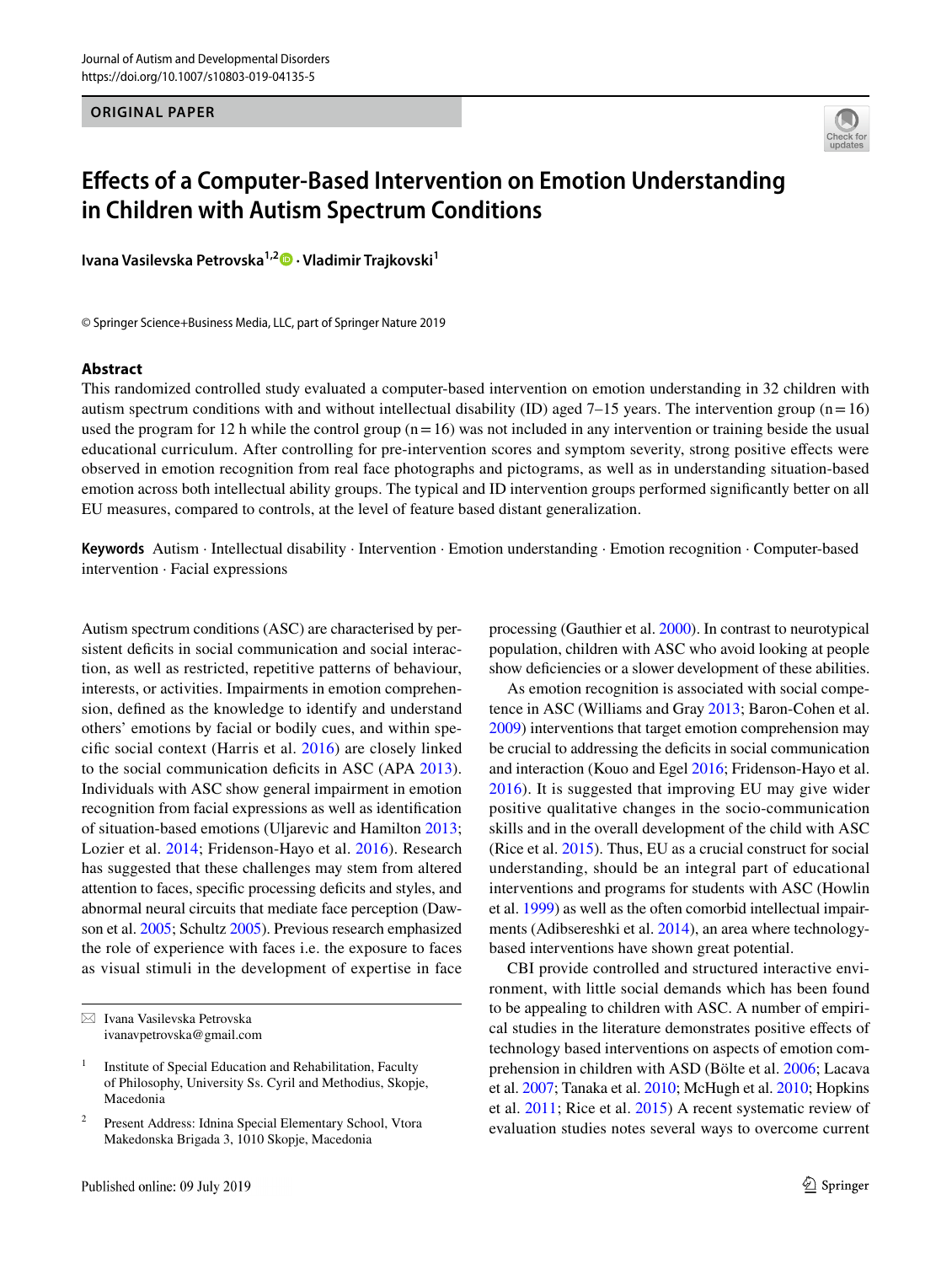ORIGINAL PAPER

# Effects of a Computer-Based Intervention on Emotion Understanding in Children with Autism Spectrum Conditions

**Ivana Vasilevska Petrovska[1,2] · Vladimir Trajkovski[1]**

© Springer Science+Business Media, LLC, part of Springer Nature 2019

## Abstract

This randomized controlled study evaluated a computer-based intervention on emotion understanding in 32 children with autism spectrum conditions with and without intellectual disability (ID) aged 7–15 years. The intervention group (n = 16) used the program for 12 h while the control group (n = 16) was not included in any intervention or training beside the usual educational curriculum. After controlling for pre-intervention scores and symptom severity, strong positive effects were observed in emotion recognition from real face photographs and pictograms, as well as in understanding situation-based emotion across both intellectual ability groups. The typical and ID intervention groups performed significantly better on all EU measures, compared to controls, at the level of feature based distant generalization.

**Keywords** Autism · Intellectual disability · Intervention · Emotion understanding · Emotion recognition · Computer-based intervention · Facial expressions

Autism spectrum conditions (ASC) are characterised by persistent deficits in social communication and social interaction, as well as restricted, repetitive patterns of behaviour, interests, or activities. Impairments in emotion comprehension, defined as the knowledge to identify and understand others' emotions by facial or bodily cues, and within specific social context (Harris et al. 2016) are closely linked to the social communication deficits in ASC (APA 2013). Individuals with ASC show general impairment in emotion recognition from facial expressions as well as identification of situation-based emotions (Uljarevic and Hamilton 2013; Lozier et al. 2014; Fridenson-Hayo et al. 2016). Research has suggested that these challenges may stem from altered attention to faces, specific processing deficits and styles, and abnormal neural circuits that mediate face perception (Dawson et al. 2005; Schultz 2005). Previous research emphasized the role of experience with faces i.e. the exposure to faces as visual stimuli in the development of expertise in face processing (Gauthier et al. 2000). In contrast to neurotypical population, children with ASC who avoid looking at people show deficiencies or a slower development of these abilities.

As emotion recognition is associated with social competence in ASC (Williams and Gray 2013; Baron-Cohen et al. 2009) interventions that target emotion comprehension may be crucial to addressing the deficits in social communication and interaction (Kouo and Egel 2016; Fridenson-Hayo et al. 2016). It is suggested that improving EU may give wider positive qualitative changes in the socio-communication skills and in the overall development of the child with ASC (Rice et al. 2015). Thus, EU as a crucial construct for social understanding, should be an integral part of educational interventions and programs for students with ASC (Howlin et al. 1999) as well as the often comorbid intellectual impairments (Adibsereshki et al. 2014), an area where technology-based interventions have shown great potential.

CBI provide controlled and structured interactive environment, with little social demands which has been found to be appealing to children with ASC. A number of empirical studies in the literature demonstrates positive effects of technology based interventions on aspects of emotion comprehension in children with ASD (Bölte et al. 2006; Lacava et al. 2007; Tanaka et al. 2010; McHugh et al. 2010; Hopkins et al. 2011; Rice et al. 2015) A recent systematic review of evaluation studies notes several ways to overcome current

✉ Ivana Vasilevska Petrovska
ivanavpetrovska@gmail.com

[1] Institute of Special Education and Rehabilitation, Faculty of Philosophy, University Ss. Cyril and Methodius, Skopje, Macedonia

[2] Present Address: Idnina Special Elementary School, Vtora Makedonska Brigada 3, 1010 Skopje, Macedonia

Published online: 09 July 2019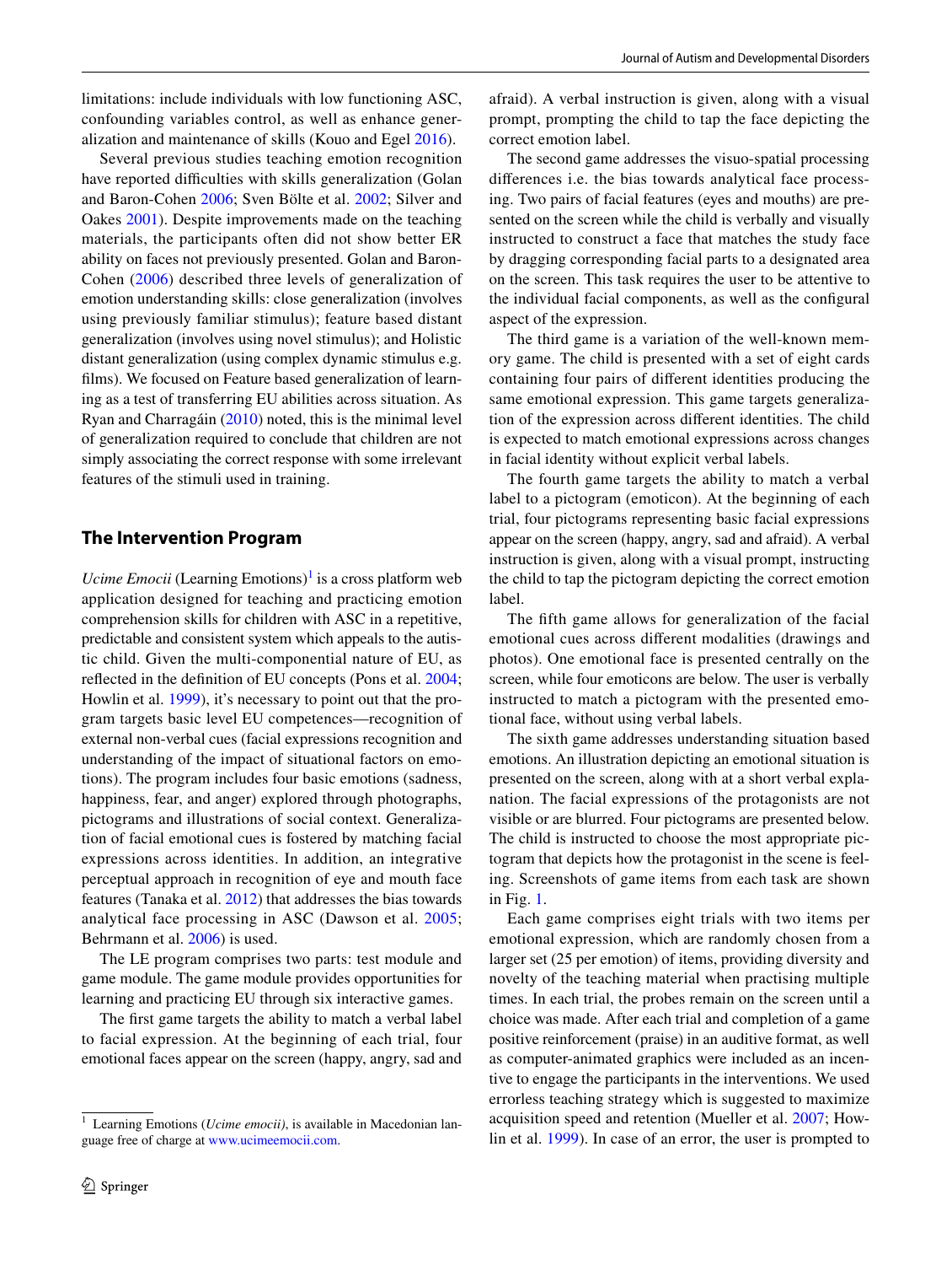limitations: include individuals with low functioning ASC, confounding variables control, as well as enhance generalization and maintenance of skills (Kouo and Egel 2016).

Several previous studies teaching emotion recognition have reported difficulties with skills generalization (Golan and Baron-Cohen 2006; Sven Bölte et al. 2002; Silver and Oakes 2001). Despite improvements made on the teaching materials, the participants often did not show better ER ability on faces not previously presented. Golan and Baron-Cohen (2006) described three levels of generalization of emotion understanding skills: close generalization (involves using previously familiar stimulus); feature based distant generalization (involves using novel stimulus); and Holistic distant generalization (using complex dynamic stimulus e.g. films). We focused on Feature based generalization of learning as a test of transferring EU abilities across situation. As Ryan and Charragáin (2010) noted, this is the minimal level of generalization required to conclude that children are not simply associating the correct response with some irrelevant features of the stimuli used in training.

## The Intervention Program

*Ucime Emocii* (Learning Emotions)[1] is a cross platform web application designed for teaching and practicing emotion comprehension skills for children with ASC in a repetitive, predictable and consistent system which appeals to the autistic child. Given the multi-componential nature of EU, as reflected in the definition of EU concepts (Pons et al. 2004; Howlin et al. 1999), it's necessary to point out that the program targets basic level EU competences—recognition of external non-verbal cues (facial expressions recognition and understanding of the impact of situational factors on emotions). The program includes four basic emotions (sadness, happiness, fear, and anger) explored through photographs, pictograms and illustrations of social context. Generalization of facial emotional cues is fostered by matching facial expressions across identities. In addition, an integrative perceptual approach in recognition of eye and mouth face features (Tanaka et al. 2012) that addresses the bias towards analytical face processing in ASC (Dawson et al. 2005; Behrmann et al. 2006) is used.

The LE program comprises two parts: test module and game module. The game module provides opportunities for learning and practicing EU through six interactive games.

The first game targets the ability to match a verbal label to facial expression. At the beginning of each trial, four emotional faces appear on the screen (happy, angry, sad and afraid). A verbal instruction is given, along with a visual prompt, prompting the child to tap the face depicting the correct emotion label.

The second game addresses the visuo-spatial processing differences i.e. the bias towards analytical face processing. Two pairs of facial features (eyes and mouths) are presented on the screen while the child is verbally and visually instructed to construct a face that matches the study face by dragging corresponding facial parts to a designated area on the screen. This task requires the user to be attentive to the individual facial components, as well as the configural aspect of the expression.

The third game is a variation of the well-known memory game. The child is presented with a set of eight cards containing four pairs of different identities producing the same emotional expression. This game targets generalization of the expression across different identities. The child is expected to match emotional expressions across changes in facial identity without explicit verbal labels.

The fourth game targets the ability to match a verbal label to a pictogram (emoticon). At the beginning of each trial, four pictograms representing basic facial expressions appear on the screen (happy, angry, sad and afraid). A verbal instruction is given, along with a visual prompt, instructing the child to tap the pictogram depicting the correct emotion label.

The fifth game allows for generalization of the facial emotional cues across different modalities (drawings and photos). One emotional face is presented centrally on the screen, while four emoticons are below. The user is verbally instructed to match a pictogram with the presented emotional face, without using verbal labels.

The sixth game addresses understanding situation based emotions. An illustration depicting an emotional situation is presented on the screen, along with at a short verbal explanation. The facial expressions of the protagonists are not visible or are blurred. Four pictograms are presented below. The child is instructed to choose the most appropriate pictogram that depicts how the protagonist in the scene is feeling. Screenshots of game items from each task are shown in Fig. 1.

Each game comprises eight trials with two items per emotional expression, which are randomly chosen from a larger set (25 per emotion) of items, providing diversity and novelty of the teaching material when practising multiple times. In each trial, the probes remain on the screen until a choice was made. After each trial and completion of a game positive reinforcement (praise) in an auditive format, as well as computer-animated graphics were included as an incentive to engage the participants in the interventions. We used errorless teaching strategy which is suggested to maximize acquisition speed and retention (Mueller et al. 2007; Howlin et al. 1999). In case of an error, the user is prompted to

---

[1] Learning Emotions (*Ucime emocii)*, is available in Macedonian language free of charge at www.ucimeemocii.com.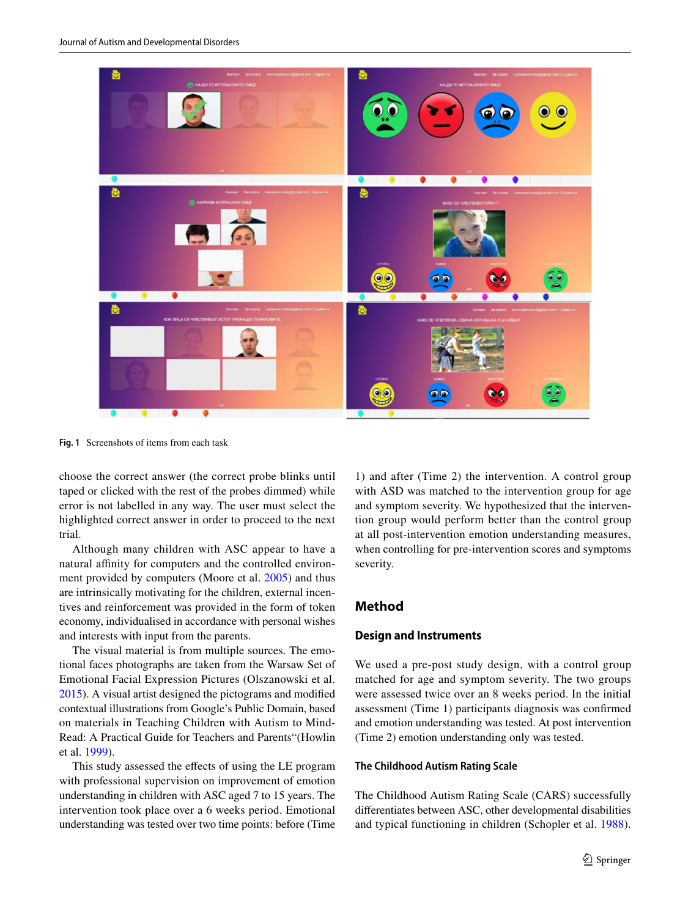Fig. 1 Screenshots of items from each task

choose the correct answer (the correct probe blinks until taped or clicked with the rest of the probes dimmed) while error is not labelled in any way. The user must select the highlighted correct answer in order to proceed to the next trial.

Although many children with ASC appear to have a natural affinity for computers and the controlled environment provided by computers (Moore et al. 2005) and thus are intrinsically motivating for the children, external incentives and reinforcement was provided in the form of token economy, individualised in accordance with personal wishes and interests with input from the parents.

The visual material is from multiple sources. The emotional faces photographs are taken from the Warsaw Set of Emotional Facial Expression Pictures (Olszanowski et al. 2015). A visual artist designed the pictograms and modified contextual illustrations from Google's Public Domain, based on materials in Teaching Children with Autism to Mind-Read: A Practical Guide for Teachers and Parents"(Howlin et al. 1999).

This study assessed the effects of using the LE program with professional supervision on improvement of emotion understanding in children with ASC aged 7 to 15 years. The intervention took place over a 6 weeks period. Emotional understanding was tested over two time points: before (Time 1) and after (Time 2) the intervention. A control group with ASD was matched to the intervention group for age and symptom severity. We hypothesized that the intervention group would perform better than the control group at all post-intervention emotion understanding measures, when controlling for pre-intervention scores and symptoms severity.

## Method

### Design and Instruments

We used a pre-post study design, with a control group matched for age and symptom severity. The two groups were assessed twice over an 8 weeks period. In the initial assessment (Time 1) participants diagnosis was confirmed and emotion understanding was tested. At post intervention (Time 2) emotion understanding only was tested.

#### The Childhood Autism Rating Scale

The Childhood Autism Rating Scale (CARS) successfully differentiates between ASC, other developmental disabilities and typical functioning in children (Schopler et al. 1988).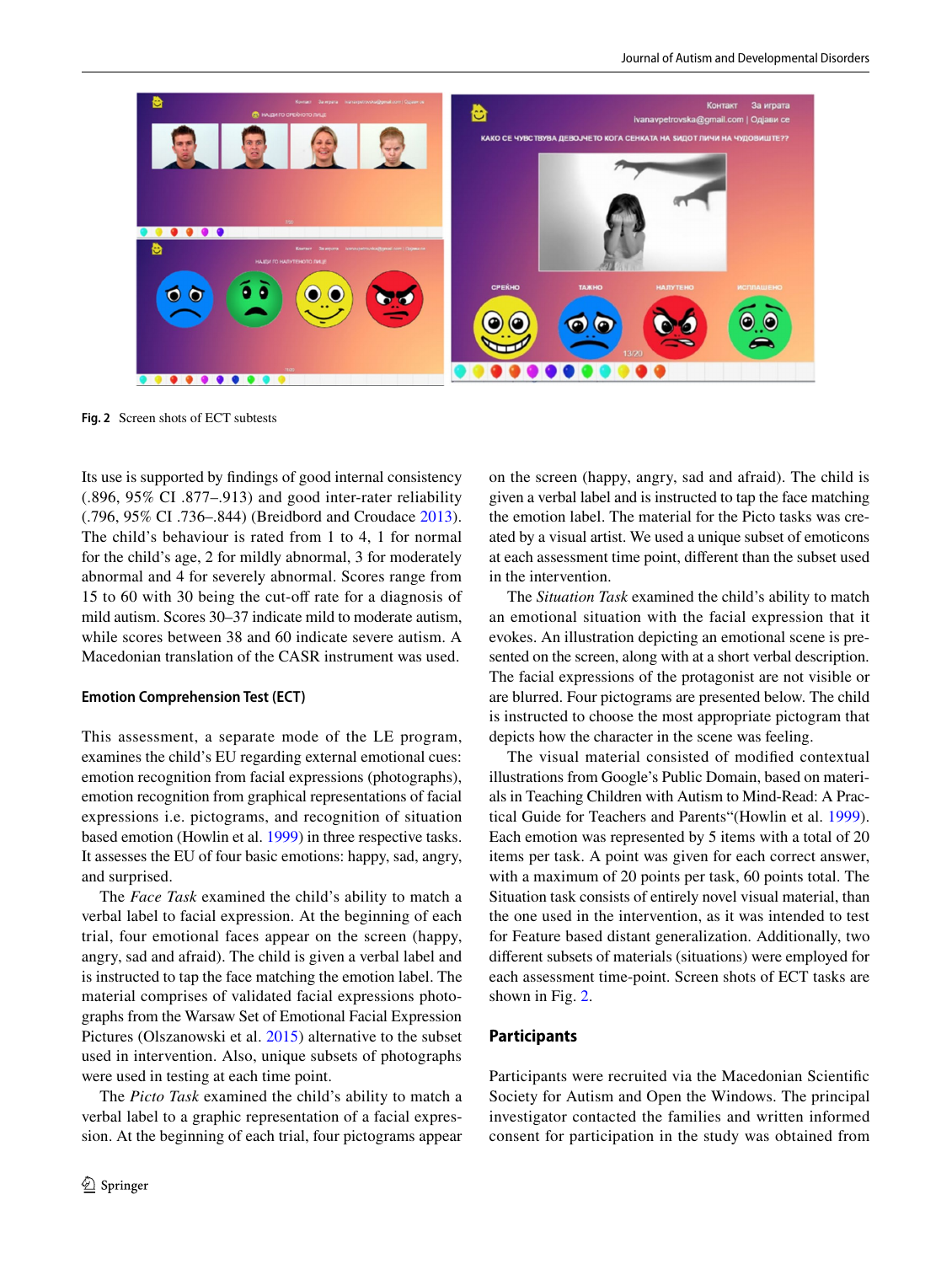Fig. 2  Screen shots of ECT subtests

Its use is supported by findings of good internal consistency (.896, 95% CI .877–.913) and good inter-rater reliability (.796, 95% CI .736–.844) (Breidbord and Croudace 2013). The child's behaviour is rated from 1 to 4, 1 for normal for the child's age, 2 for mildly abnormal, 3 for moderately abnormal and 4 for severely abnormal. Scores range from 15 to 60 with 30 being the cut-off rate for a diagnosis of mild autism. Scores 30–37 indicate mild to moderate autism, while scores between 38 and 60 indicate severe autism. A Macedonian translation of the CASR instrument was used.

### Emotion Comprehension Test (ECT)

This assessment, a separate mode of the LE program, examines the child's EU regarding external emotional cues: emotion recognition from facial expressions (photographs), emotion recognition from graphical representations of facial expressions i.e. pictograms, and recognition of situation based emotion (Howlin et al. 1999) in three respective tasks. It assesses the EU of four basic emotions: happy, sad, angry, and surprised.

The *Face Task* examined the child's ability to match a verbal label to facial expression. At the beginning of each trial, four emotional faces appear on the screen (happy, angry, sad and afraid). The child is given a verbal label and is instructed to tap the face matching the emotion label. The material comprises of validated facial expressions photographs from the Warsaw Set of Emotional Facial Expression Pictures (Olszanowski et al. 2015) alternative to the subset used in intervention. Also, unique subsets of photographs were used in testing at each time point.

The *Picto Task* examined the child's ability to match a verbal label to a graphic representation of a facial expression. At the beginning of each trial, four pictograms appear on the screen (happy, angry, sad and afraid). The child is given a verbal label and is instructed to tap the face matching the emotion label. The material for the Picto tasks was created by a visual artist. We used a unique subset of emoticons at each assessment time point, different than the subset used in the intervention.

The *Situation Task* examined the child's ability to match an emotional situation with the facial expression that it evokes. An illustration depicting an emotional scene is presented on the screen, along with at a short verbal description. The facial expressions of the protagonist are not visible or are blurred. Four pictograms are presented below. The child is instructed to choose the most appropriate pictogram that depicts how the character in the scene was feeling.

The visual material consisted of modified contextual illustrations from Google's Public Domain, based on materials in Teaching Children with Autism to Mind-Read: A Practical Guide for Teachers and Parents"(Howlin et al. 1999). Each emotion was represented by 5 items with a total of 20 items per task. A point was given for each correct answer, with a maximum of 20 points per task, 60 points total. The Situation task consists of entirely novel visual material, than the one used in the intervention, as it was intended to test for Feature based distant generalization. Additionally, two different subsets of materials (situations) were employed for each assessment time-point. Screen shots of ECT tasks are shown in Fig. 2.

## Participants

Participants were recruited via the Macedonian Scientific Society for Autism and Open the Windows. The principal investigator contacted the families and written informed consent for participation in the study was obtained from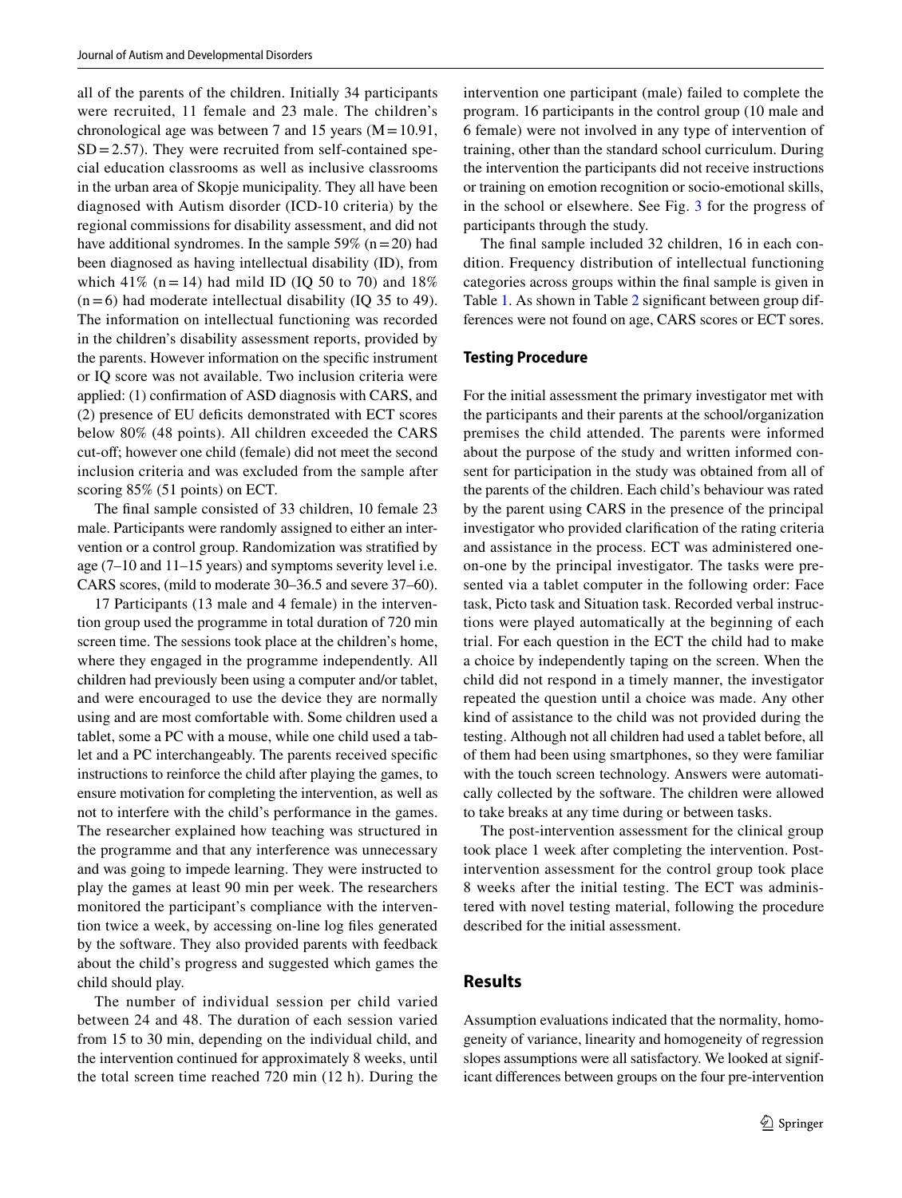all of the parents of the children. Initially 34 participants were recruited, 11 female and 23 male. The children's chronological age was between 7 and 15 years (M = 10.91, SD = 2.57). They were recruited from self-contained special education classrooms as well as inclusive classrooms in the urban area of Skopje municipality. They all have been diagnosed with Autism disorder (ICD-10 criteria) by the regional commissions for disability assessment, and did not have additional syndromes. In the sample 59% (n = 20) had been diagnosed as having intellectual disability (ID), from which 41% (n = 14) had mild ID (IQ 50 to 70) and 18% (n = 6) had moderate intellectual disability (IQ 35 to 49). The information on intellectual functioning was recorded in the children's disability assessment reports, provided by the parents. However information on the specific instrument or IQ score was not available. Two inclusion criteria were applied: (1) confirmation of ASD diagnosis with CARS, and (2) presence of EU deficits demonstrated with ECT scores below 80% (48 points). All children exceeded the CARS cut-off; however one child (female) did not meet the second inclusion criteria and was excluded from the sample after scoring 85% (51 points) on ECT.

The final sample consisted of 33 children, 10 female 23 male. Participants were randomly assigned to either an intervention or a control group. Randomization was stratified by age (7–10 and 11–15 years) and symptoms severity level i.e. CARS scores, (mild to moderate 30–36.5 and severe 37–60).

17 Participants (13 male and 4 female) in the intervention group used the programme in total duration of 720 min screen time. The sessions took place at the children's home, where they engaged in the programme independently. All children had previously been using a computer and/or tablet, and were encouraged to use the device they are normally using and are most comfortable with. Some children used a tablet, some a PC with a mouse, while one child used a tablet and a PC interchangeably. The parents received specific instructions to reinforce the child after playing the games, to ensure motivation for completing the intervention, as well as not to interfere with the child's performance in the games. The researcher explained how teaching was structured in the programme and that any interference was unnecessary and was going to impede learning. They were instructed to play the games at least 90 min per week. The researchers monitored the participant's compliance with the intervention twice a week, by accessing on-line log files generated by the software. They also provided parents with feedback about the child's progress and suggested which games the child should play.

The number of individual session per child varied between 24 and 48. The duration of each session varied from 15 to 30 min, depending on the individual child, and the intervention continued for approximately 8 weeks, until the total screen time reached 720 min (12 h). During the intervention one participant (male) failed to complete the program. 16 participants in the control group (10 male and 6 female) were not involved in any type of intervention of training, other than the standard school curriculum. During the intervention the participants did not receive instructions or training on emotion recognition or socio-emotional skills, in the school or elsewhere. See Fig. 3 for the progress of participants through the study.

The final sample included 32 children, 16 in each condition. Frequency distribution of intellectual functioning categories across groups within the final sample is given in Table 1. As shown in Table 2 significant between group differences were not found on age, CARS scores or ECT sores.

### Testing Procedure

For the initial assessment the primary investigator met with the participants and their parents at the school/organization premises the child attended. The parents were informed about the purpose of the study and written informed consent for participation in the study was obtained from all of the parents of the children. Each child's behaviour was rated by the parent using CARS in the presence of the principal investigator who provided clarification of the rating criteria and assistance in the process. ECT was administered one-on-one by the principal investigator. The tasks were presented via a tablet computer in the following order: Face task, Picto task and Situation task. Recorded verbal instructions were played automatically at the beginning of each trial. For each question in the ECT the child had to make a choice by independently taping on the screen. When the child did not respond in a timely manner, the investigator repeated the question until a choice was made. Any other kind of assistance to the child was not provided during the testing. Although not all children had used a tablet before, all of them had been using smartphones, so they were familiar with the touch screen technology. Answers were automatically collected by the software. The children were allowed to take breaks at any time during or between tasks.

The post-intervention assessment for the clinical group took place 1 week after completing the intervention. Post-intervention assessment for the control group took place 8 weeks after the initial testing. The ECT was administered with novel testing material, following the procedure described for the initial assessment.

## Results

Assumption evaluations indicated that the normality, homogeneity of variance, linearity and homogeneity of regression slopes assumptions were all satisfactory. We looked at significant differences between groups on the four pre-intervention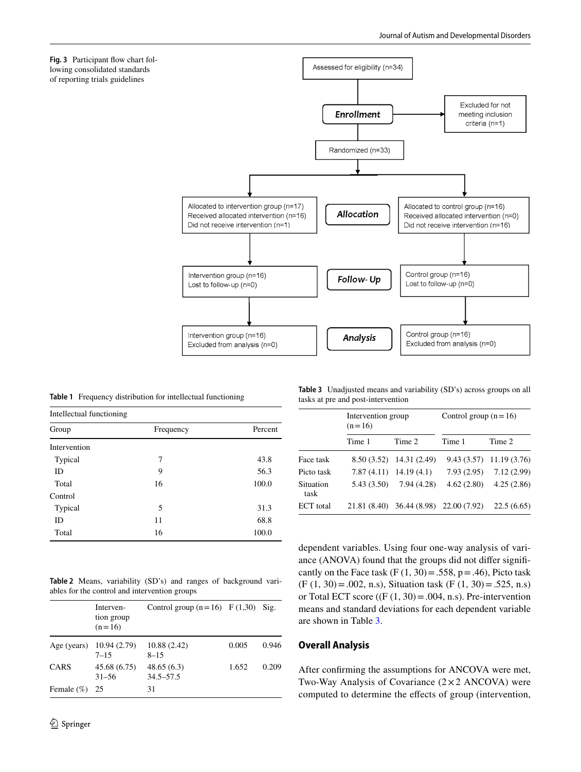**Fig. 3** Participant flow chart following consolidated standards of reporting trials guidelines

Assessed for eligibility (n=34)

Enrollment

Excluded for not meeting inclusion criteria (n=1)

Randomized (n=33)

Allocation

Allocated to intervention group (n=17)
Received allocated intervention (n=16)
Did not receive intervention (n=1)

Allocated to control group (n=16)
Received allocated intervention (n=0)
Did not receive intervention (n=16)

Follow- Up

Intervention group (n=16)
Lost to follow-up (n=0)

Control group (n=16)
Lost to follow-up (n=0)

Analysis

Intervention group (n=16)
Excluded from analysis (n=0)

Control group (n=16)
Excluded from analysis (n=0)

**Table 1** Frequency distribution for intellectual functioning

| Intellectual functioning | | |
|---|---|---|
| Group | Frequency | Percent |
| Intervention | | |
| Typical | 7 | 43.8 |
| ID | 9 | 56.3 |
| Total | 16 | 100.0 |
| Control | | |
| Typical | 5 | 31.3 |
| ID | 11 | 68.8 |
| Total | 16 | 100.0 |

**Table 2** Means, variability (SD's) and ranges of background variables for the control and intervention groups

| | Intervention group (n = 16) | Control group (n = 16) | F (1,30) | Sig. |
|---|---|---|---|---|
| Age (years) | 10.94 (2.79) 7–15 | 10.88 (2.42) 8–15 | 0.005 | 0.946 |
| CARS | 45.68 (6.75) 31–56 | 48.65 (6.3) 34.5–57.5 | 1.652 | 0.209 |
| Female (%) | 25 | 31 | | |

**Table 3** Unadjusted means and variability (SD's) across groups on all tasks at pre and post-intervention

| | Intervention group (n = 16) | | Control group (n = 16) | |
|---|---|---|---|---|
| | Time 1 | Time 2 | Time 1 | Time 2 |
| Face task | 8.50 (3.52) | 14.31 (2.49) | 9.43 (3.57) | 11.19 (3.76) |
| Picto task | 7.87 (4.11) | 14.19 (4.1) | 7.93 (2.95) | 7.12 (2.99) |
| Situation task | 5.43 (3.50) | 7.94 (4.28) | 4.62 (2.80) | 4.25 (2.86) |
| ECT total | 21.81 (8.40) | 36.44 (8.98) | 22.00 (7.92) | 22.5 (6.65) |

dependent variables. Using four one-way analysis of variance (ANOVA) found that the groups did not differ significantly on the Face task ($F(1, 30) = .558$, $p = .46$), Picto task ($F(1, 30) = .002$, n.s), Situation task ($F(1, 30) = .525$, n.s) or Total ECT score (($F(1, 30) = .004$, n.s). Pre-intervention means and standard deviations for each dependent variable are shown in Table 3.

## Overall Analysis

After confirming the assumptions for ANCOVA were met, Two-Way Analysis of Covariance ($2 \times 2$ ANCOVA) were computed to determine the effects of group (intervention,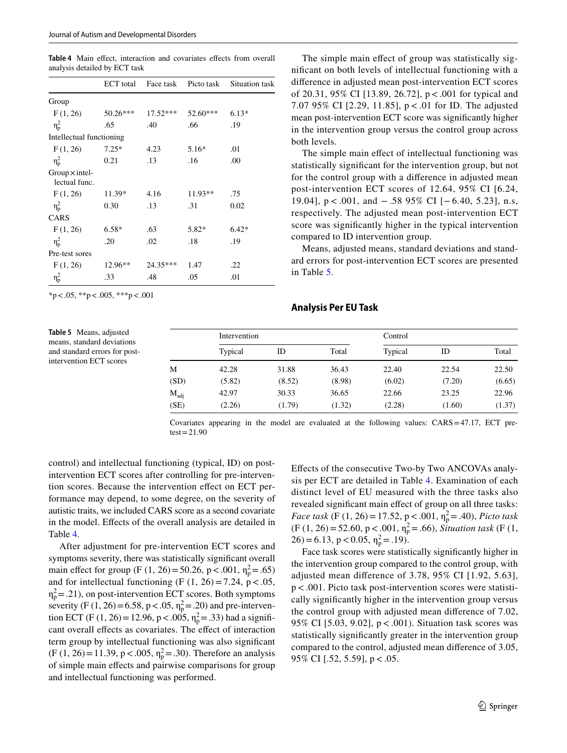**Table 4** Main effect, interaction and covariates effects from overall analysis detailed by ECT task

| | ECT total | Face task | Picto task | Situation task |
|---|---|---|---|---|
| Group | | | | |
| F (1, 26) | 50.26*** | 17.52*** | 52.60*** | 6.13* |
| $\eta_p^2$ | .65 | .40 | .66 | .19 |
| Intellectual functioning | | | | |
| F (1, 26) | 7.25* | 4.23 | 5.16* | .01 |
| $\eta_p^2$ | 0.21 | .13 | .16 | .00 |
| Group × intellectual func. | | | | |
| F (1, 26) | 11.39* | 4.16 | 11.93** | .75 |
| $\eta_p^2$ | 0.30 | .13 | .31 | 0.02 |
| CARS | | | | |
| F (1, 26) | 6.58* | .63 | 5.82* | 6.42* |
| $\eta_p^2$ | .20 | .02 | .18 | .19 |
| Pre-test sores | | | | |
| F (1, 26) | 12.96** | 24.35*** | 1.47 | .22 |
| $\eta_p^2$ | .33 | .48 | .05 | .01 |

*p < .05, **p < .005, ***p < .001

control) and intellectual functioning (typical, ID) on post-intervention ECT scores after controlling for pre-intervention scores. Because the intervention effect on ECT performance may depend, to some degree, on the severity of autistic traits, we included CARS score as a second covariate in the model. Effects of the overall analysis are detailed in Table 4.

After adjustment for pre-intervention ECT scores and symptoms severity, there was statistically significant overall main effect for group (F (1, 26) = 50.26, p < .001, $\eta_p^2$ = .65) and for intellectual functioning (F (1, 26) = 7.24, p < .05, $\eta_p^2$ = .21), on post-intervention ECT scores. Both symptoms severity (F (1, 26) = 6.58, p < .05, $\eta_p^2$ = .20) and pre-intervention ECT (F (1, 26) = 12.96, p < .005, $\eta_p^2$ = .33) had a significant overall effects as covariates. The effect of interaction term group by intellectual functioning was also significant (F (1, 26) = 11.39, p < .005, $\eta_p^2$ = .30). Therefore an analysis of simple main effects and pairwise comparisons for group and intellectual functioning was performed.

The simple main effect of group was statistically significant on both levels of intellectual functioning with a difference in adjusted mean post-intervention ECT scores of 20.31, 95% CI [13.89, 26.72], p < .001 for typical and 7.07 95% CI [2.29, 11.85], p < .01 for ID. The adjusted mean post-intervention ECT score was significantly higher in the intervention group versus the control group across both levels.

The simple main effect of intellectual functioning was statistically significant for the intervention group, but not for the control group with a difference in adjusted mean post-intervention ECT scores of 12.64, 95% CI [6.24, 19.04], p < .001, and − .58 95% CI [− 6.40, 5.23], n.s, respectively. The adjusted mean post-intervention ECT score was significantly higher in the typical intervention compared to ID intervention group.

Means, adjusted means, standard deviations and standard errors for post-intervention ECT scores are presented in Table 5.

**Table 5** Means, adjusted means, standard deviations and standard errors for post-intervention ECT scores

| | Intervention | | | Control | | |
|---|---|---|---|---|---|---|
| | Typical | ID | Total | Typical | ID | Total |
| M | 42.28 | 31.88 | 36.43 | 22.40 | 22.54 | 22.50 |
| (SD) | (5.82) | (8.52) | (8.98) | (6.02) | (7.20) | (6.65) |
| $M_{adj}$ | 42.97 | 30.33 | 36.65 | 22.66 | 23.25 | 22.96 |
| (SE) | (2.26) | (1.79) | (1.32) | (2.28) | (1.60) | (1.37) |

Covariates appearing in the model are evaluated at the following values: CARS = 47.17, ECT pre-test = 21.90

## Analysis Per EU Task

Effects of the consecutive Two-by Two ANCOVAs analysis per ECT are detailed in Table 4. Examination of each distinct level of EU measured with the three tasks also revealed significant main effect of group on all three tasks: *Face task* (F (1, 26) = 17.52, p < .001, $\eta_p^2$ = .40), *Picto task* (F (1, 26) = 52.60, p < .001, $\eta_p^2$ = .66), *Situation task* (F (1, 26) = 6.13, p < 0.05, $\eta_p^2$ = .19).

Face task scores were statistically significantly higher in the intervention group compared to the control group, with adjusted mean difference of 3.78, 95% CI [1.92, 5.63], p < .001. Picto task post-intervention scores were statistically significantly higher in the intervention group versus the control group with adjusted mean difference of 7.02, 95% CI [5.03, 9.02], p < .001). Situation task scores was statistically significantly greater in the intervention group compared to the control, adjusted mean difference of 3.05, 95% CI [.52, 5.59], p < .05.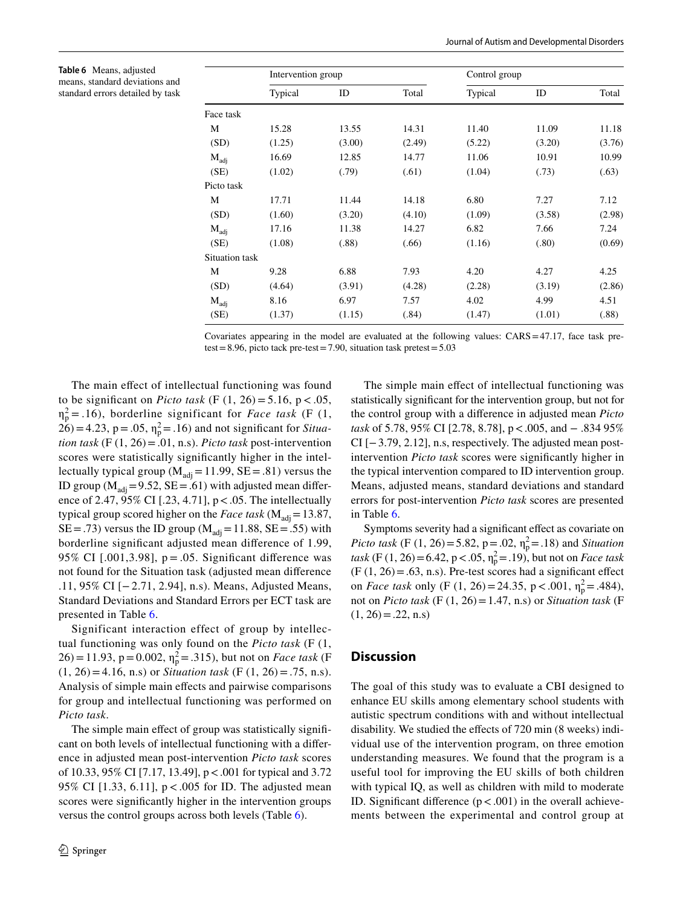**Table 6** Means, adjusted means, standard deviations and standard errors detailed by task

| | Intervention group | | | Control group | | |
|---|---|---|---|---|---|---|
| | Typical | ID | Total | Typical | ID | Total |
| Face task | | | | | | |
| M | 15.28 | 13.55 | 14.31 | 11.40 | 11.09 | 11.18 |
| (SD) | (1.25) | (3.00) | (2.49) | (5.22) | (3.20) | (3.76) |
| $M_{adj}$ | 16.69 | 12.85 | 14.77 | 11.06 | 10.91 | 10.99 |
| (SE) | (1.02) | (.79) | (.61) | (1.04) | (.73) | (.63) |
| Picto task | | | | | | |
| M | 17.71 | 11.44 | 14.18 | 6.80 | 7.27 | 7.12 |
| (SD) | (1.60) | (3.20) | (4.10) | (1.09) | (3.58) | (2.98) |
| $M_{adj}$ | 17.16 | 11.38 | 14.27 | 6.82 | 7.66 | 7.24 |
| (SE) | (1.08) | (.88) | (.66) | (1.16) | (.80) | (0.69) |
| Situation task | | | | | | |
| M | 9.28 | 6.88 | 7.93 | 4.20 | 4.27 | 4.25 |
| (SD) | (4.64) | (3.91) | (4.28) | (2.28) | (3.19) | (2.86) |
| $M_{adj}$ | 8.16 | 6.97 | 7.57 | 4.02 | 4.99 | 4.51 |
| (SE) | (1.37) | (1.15) | (.84) | (1.47) | (1.01) | (.88) |

Covariates appearing in the model are evaluated at the following values: CARS = 47.17, face task pre-test = 8.96, picto tack pre-test = 7.90, situation task pretest = 5.03

The main effect of intellectual functioning was found to be significant on *Picto task* ($F$ (1, 26) = 5.16, $p < .05$, $\eta_p^2 = .16$), borderline significant for *Face task* ($F$ (1, 26) = 4.23, $p = .05$, $\eta_p^2 = .16$) and not significant for *Situation task* ($F$ (1, 26) = .01, n.s). *Picto task* post-intervention scores were statistically significantly higher in the intellectually typical group ($M_{adj} = 11.99$, SE = .81) versus the ID group ($M_{adj} = 9.52$, SE = .61) with adjusted mean difference of 2.47, 95% CI [.23, 4.71], $p < .05$. The intellectually typical group scored higher on the *Face task* ($M_{adj} = 13.87$, SE = .73) versus the ID group ($M_{adj} = 11.88$, SE = .55) with borderline significant adjusted mean difference of 1.99, 95% CI [.001,3.98], $p = .05$. Significant difference was not found for the Situation task (adjusted mean difference .11, 95% CI [− 2.71, 2.94], n.s). Means, Adjusted Means, Standard Deviations and Standard Errors per ECT task are presented in Table 6.

Significant interaction effect of group by intellectual functioning was only found on the *Picto task* ($F$ (1, 26) = 11.93, $p = 0.002$, $\eta_p^2 = .315$), but not on *Face task* ($F$ (1, 26) = 4.16, n.s) or *Situation task* ($F$ (1, 26) = .75, n.s). Analysis of simple main effects and pairwise comparisons for group and intellectual functioning was performed on *Picto task*.

The simple main effect of group was statistically significant on both levels of intellectual functioning with a difference in adjusted mean post-intervention *Picto task* scores of 10.33, 95% CI [7.17, 13.49], $p < .001$ for typical and 3.72 95% CI [1.33, 6.11], $p < .005$ for ID. The adjusted mean scores were significantly higher in the intervention groups versus the control groups across both levels (Table 6).

The simple main effect of intellectual functioning was statistically significant for the intervention group, but not for the control group with a difference in adjusted mean *Picto task* of 5.78, 95% CI [2.78, 8.78], $p < .005$, and − .834 95% CI [− 3.79, 2.12], n.s, respectively. The adjusted mean post-intervention *Picto task* scores were significantly higher in the typical intervention compared to ID intervention group. Means, adjusted means, standard deviations and standard errors for post-intervention *Picto task* scores are presented in Table 6.

Symptoms severity had a significant effect as covariate on *Picto task* ($F$ (1, 26) = 5.82, $p = .02$, $\eta_p^2 = .18$) and *Situation task* ($F$ (1, 26) = 6.42, $p < .05$, $\eta_p^2 = .19$), but not on *Face task* ($F$ (1, 26) = .63, n.s). Pre-test scores had a significant effect on *Face task* only ($F$ (1, 26) = 24.35, $p < .001$, $\eta_p^2 = .484$), not on *Picto task* ($F$ (1, 26) = 1.47, n.s) or *Situation task* ($F$ (1, 26) = .22, n.s)

## Discussion

The goal of this study was to evaluate a CBI designed to enhance EU skills among elementary school students with autistic spectrum conditions with and without intellectual disability. We studied the effects of 720 min (8 weeks) individual use of the intervention program, on three emotion understanding measures. We found that the program is a useful tool for improving the EU skills of both children with typical IQ, as well as children with mild to moderate ID. Significant difference ($p < .001$) in the overall achievements between the experimental and control group at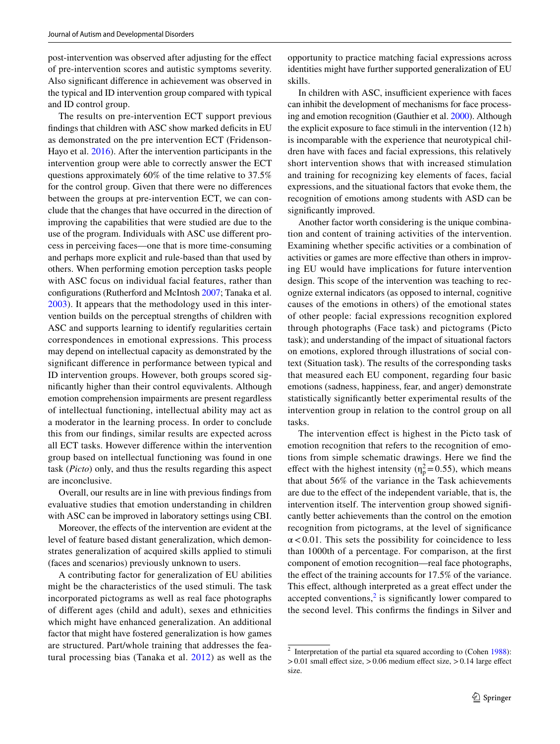post-intervention was observed after adjusting for the effect of pre-intervention scores and autistic symptoms severity. Also significant difference in achievement was observed in the typical and ID intervention group compared with typical and ID control group.

The results on pre-intervention ECT support previous findings that children with ASC show marked deficits in EU as demonstrated on the pre intervention ECT (Fridenson-Hayo et al. 2016). After the intervention participants in the intervention group were able to correctly answer the ECT questions approximately 60% of the time relative to 37.5% for the control group. Given that there were no differences between the groups at pre-intervention ECT, we can conclude that the changes that have occurred in the direction of improving the capabilities that were studied are due to the use of the program. Individuals with ASC use different process in perceiving faces—one that is more time-consuming and perhaps more explicit and rule-based than that used by others. When performing emotion perception tasks people with ASC focus on individual facial features, rather than configurations (Rutherford and McIntosh 2007; Tanaka et al. 2003). It appears that the methodology used in this intervention builds on the perceptual strengths of children with ASC and supports learning to identify regularities certain correspondences in emotional expressions. This process may depend on intellectual capacity as demonstrated by the significant difference in performance between typical and ID intervention groups. However, both groups scored significantly higher than their control equvivalents. Although emotion comprehension impairments are present regardless of intellectual functioning, intellectual ability may act as a moderator in the learning process. In order to conclude this from our findings, similar results are expected across all ECT tasks. However difference within the intervention group based on intellectual functioning was found in one task (*Picto*) only, and thus the results regarding this aspect are inconclusive.

Overall, our results are in line with previous findings from evaluative studies that emotion understanding in children with ASC can be improved in laboratory settings using CBI.

Moreover, the effects of the intervention are evident at the level of feature based distant generalization, which demonstrates generalization of acquired skills applied to stimuli (faces and scenarios) previously unknown to users.

A contributing factor for generalization of EU abilities might be the characteristics of the used stimuli. The task incorporated pictograms as well as real face photographs of different ages (child and adult), sexes and ethnicities which might have enhanced generalization. An additional factor that might have fostered generalization is how games are structured. Part/whole training that addresses the featural processing bias (Tanaka et al. 2012) as well as the opportunity to practice matching facial expressions across identities might have further supported generalization of EU skills.

In children with ASC, insufficient experience with faces can inhibit the development of mechanisms for face processing and emotion recognition (Gauthier et al. 2000). Although the explicit exposure to face stimuli in the intervention (12 h) is incomparable with the experience that neurotypical children have with faces and facial expressions, this relatively short intervention shows that with increased stimulation and training for recognizing key elements of faces, facial expressions, and the situational factors that evoke them, the recognition of emotions among students with ASD can be significantly improved.

Another factor worth considering is the unique combination and content of training activities of the intervention. Examining whether specific activities or a combination of activities or games are more effective than others in improving EU would have implications for future intervention design. This scope of the intervention was teaching to recognize external indicators (as opposed to internal, cognitive causes of the emotions in others) of the emotional states of other people: facial expressions recognition explored through photographs (Face task) and pictograms (Picto task); and understanding of the impact of situational factors on emotions, explored through illustrations of social context (Situation task). The results of the corresponding tasks that measured each EU component, regarding four basic emotions (sadness, happiness, fear, and anger) demonstrate statistically significantly better experimental results of the intervention group in relation to the control group on all tasks.

The intervention effect is highest in the Picto task of emotion recognition that refers to the recognition of emotions from simple schematic drawings. Here we find the effect with the highest intensity ($\eta_p^2 = 0.55$), which means that about 56% of the variance in the Task achievements are due to the effect of the independent variable, that is, the intervention itself. The intervention group showed significantly better achievements than the control on the emotion recognition from pictograms, at the level of significance $\alpha < 0.01$. This sets the possibility for coincidence to less than 1000th of a percentage. For comparison, at the first component of emotion recognition—real face photographs, the effect of the training accounts for 17.5% of the variance. This effect, although interpreted as a great effect under the accepted conventions,[2] is significantly lower compared to the second level. This confirms the findings in Silver and

[2] Interpretation of the partial eta squared according to (Cohen 1988): > 0.01 small effect size, > 0.06 medium effect size, > 0.14 large effect size.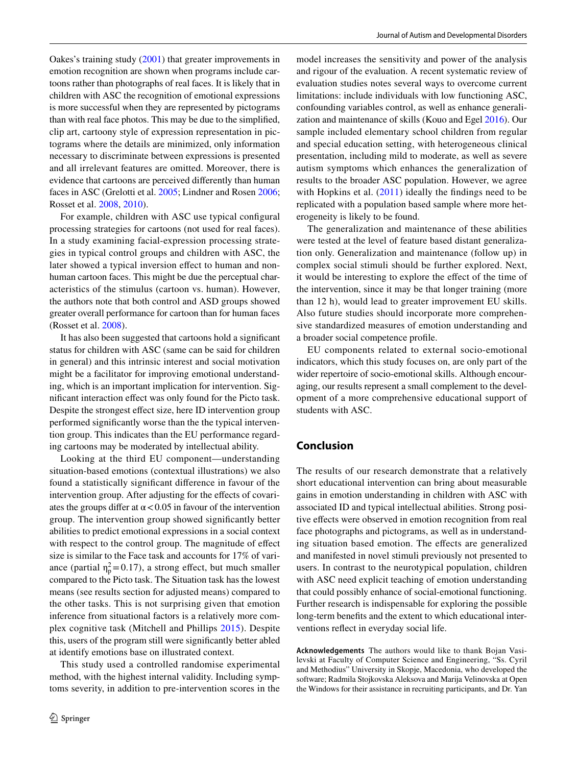Oakes's training study (2001) that greater improvements in emotion recognition are shown when programs include cartoons rather than photographs of real faces. It is likely that in children with ASC the recognition of emotional expressions is more successful when they are represented by pictograms than with real face photos. This may be due to the simplified, clip art, cartoony style of expression representation in pictograms where the details are minimized, only information necessary to discriminate between expressions is presented and all irrelevant features are omitted. Moreover, there is evidence that cartoons are perceived differently than human faces in ASC (Grelotti et al. 2005; Lindner and Rosen 2006; Rosset et al. 2008, 2010).

For example, children with ASC use typical configural processing strategies for cartoons (not used for real faces). In a study examining facial-expression processing strategies in typical control groups and children with ASC, the later showed a typical inversion effect to human and non-human cartoon faces. This might be due the perceptual characteristics of the stimulus (cartoon vs. human). However, the authors note that both control and ASD groups showed greater overall performance for cartoon than for human faces (Rosset et al. 2008).

It has also been suggested that cartoons hold a significant status for children with ASC (same can be said for children in general) and this intrinsic interest and social motivation might be a facilitator for improving emotional understanding, which is an important implication for intervention. Significant interaction effect was only found for the Picto task. Despite the strongest effect size, here ID intervention group performed significantly worse than the the typical intervention group. This indicates than the EU performance regarding cartoons may be moderated by intellectual ability.

Looking at the third EU component—understanding situation-based emotions (contextual illustrations) we also found a statistically significant difference in favour of the intervention group. After adjusting for the effects of covariates the groups differ at $\alpha < 0.05$ in favour of the intervention group. The intervention group showed significantly better abilities to predict emotional expressions in a social context with respect to the control group. The magnitude of effect size is similar to the Face task and accounts for 17% of variance (partial $\eta_p^2 = 0.17$), a strong effect, but much smaller compared to the Picto task. The Situation task has the lowest means (see results section for adjusted means) compared to the other tasks. This is not surprising given that emotion inference from situational factors is a relatively more complex cognitive task (Mitchell and Phillips 2015). Despite this, users of the program still were significantly better abled at identify emotions base on illustrated context.

This study used a controlled randomise experimental method, with the highest internal validity. Including symptoms severity, in addition to pre-intervention scores in the model increases the sensitivity and power of the analysis and rigour of the evaluation. A recent systematic review of evaluation studies notes several ways to overcome current limitations: include individuals with low functioning ASC, confounding variables control, as well as enhance generalization and maintenance of skills (Kouo and Egel 2016). Our sample included elementary school children from regular and special education setting, with heterogeneous clinical presentation, including mild to moderate, as well as severe autism symptoms which enhances the generalization of results to the broader ASC population. However, we agree with Hopkins et al. (2011) ideally the findings need to be replicated with a population based sample where more heterogeneity is likely to be found.

The generalization and maintenance of these abilities were tested at the level of feature based distant generalization only. Generalization and maintenance (follow up) in complex social stimuli should be further explored. Next, it would be interesting to explore the effect of the time of the intervention, since it may be that longer training (more than 12 h), would lead to greater improvement EU skills. Also future studies should incorporate more comprehensive standardized measures of emotion understanding and a broader social competence profile.

EU components related to external socio-emotional indicators, which this study focuses on, are only part of the wider repertoire of socio-emotional skills. Although encouraging, our results represent a small complement to the development of a more comprehensive educational support of students with ASC.

## Conclusion

The results of our research demonstrate that a relatively short educational intervention can bring about measurable gains in emotion understanding in children with ASC with associated ID and typical intellectual abilities. Strong positive effects were observed in emotion recognition from real face photographs and pictograms, as well as in understanding situation based emotion. The effects are generalized and manifested in novel stimuli previously not presented to users. In contrast to the neurotypical population, children with ASC need explicit teaching of emotion understanding that could possibly enhance of social-emotional functioning. Further research is indispensable for exploring the possible long-term benefits and the extent to which educational interventions reflect in everyday social life.

**Acknowledgements** The authors would like to thank Bojan Vasilevski at Faculty of Computer Science and Engineering, "Ss. Cyril and Methodius" University in Skopje, Macedonia, who developed the software; Radmila Stojkovska Aleksova and Marija Velinovska at Open the Windows for their assistance in recruiting participants, and Dr. Yan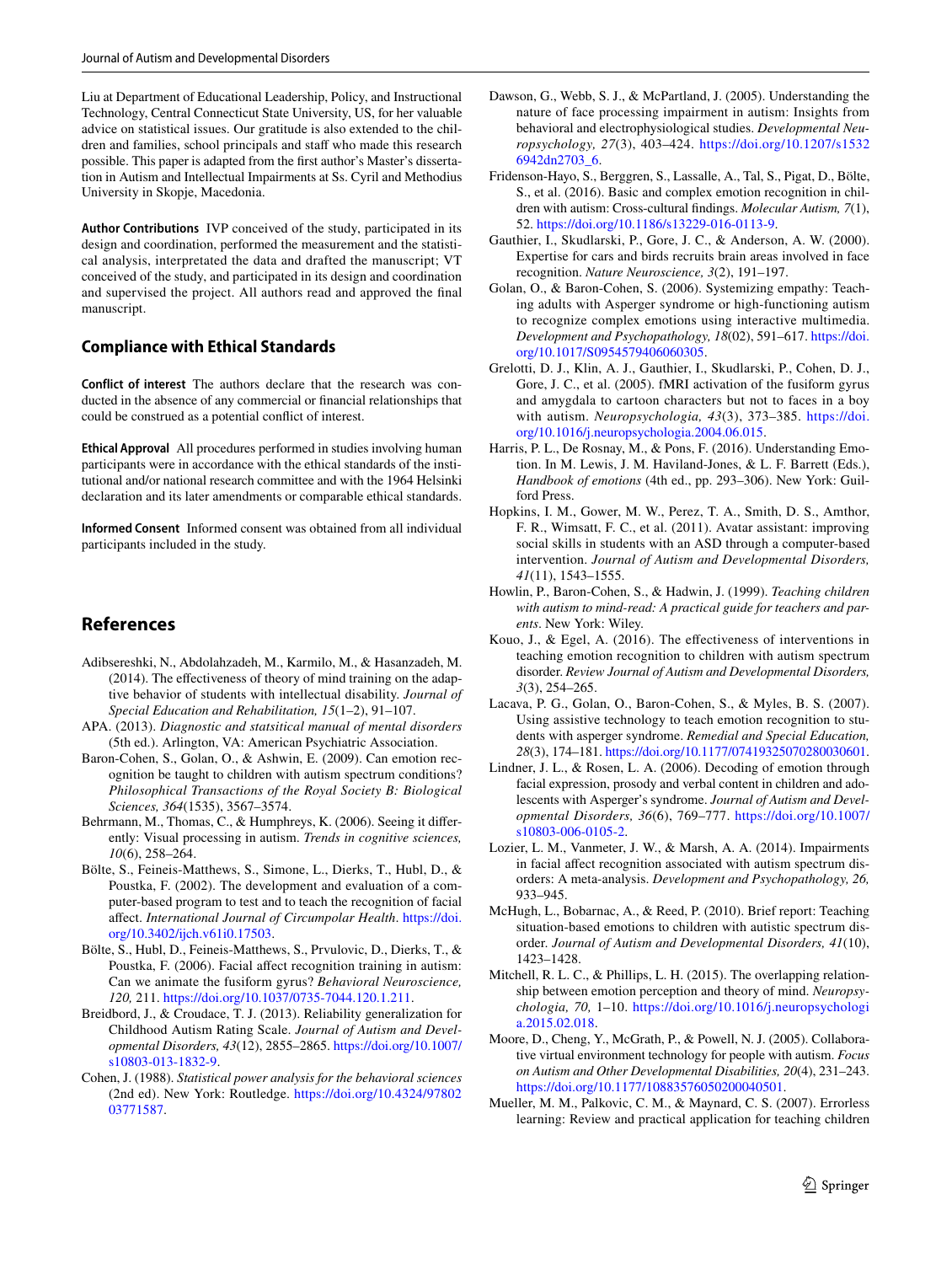Liu at Department of Educational Leadership, Policy, and Instructional Technology, Central Connecticut State University, US, for her valuable advice on statistical issues. Our gratitude is also extended to the children and families, school principals and staff who made this research possible. This paper is adapted from the first author's Master's dissertation in Autism and Intellectual Impairments at Ss. Cyril and Methodius University in Skopje, Macedonia.

**Author Contributions** IVP conceived of the study, participated in its design and coordination, performed the measurement and the statistical analysis, interpretated the data and drafted the manuscript; VT conceived of the study, and participated in its design and coordination and supervised the project. All authors read and approved the final manuscript.

## Compliance with Ethical Standards

**Conflict of interest** The authors declare that the research was conducted in the absence of any commercial or financial relationships that could be construed as a potential conflict of interest.

**Ethical Approval** All procedures performed in studies involving human participants were in accordance with the ethical standards of the institutional and/or national research committee and with the 1964 Helsinki declaration and its later amendments or comparable ethical standards.

**Informed Consent** Informed consent was obtained from all individual participants included in the study.

## References

Adibsereshki, N., Abdolahzadeh, M., Karmilo, M., & Hasanzadeh, M. (2014). The effectiveness of theory of mind training on the adaptive behavior of students with intellectual disability. *Journal of Special Education and Rehabilitation, 15*(1–2), 91–107.

APA. (2013). *Diagnostic and statsitical manual of mental disorders* (5th ed.). Arlington, VA: American Psychiatric Association.

Baron-Cohen, S., Golan, O., & Ashwin, E. (2009). Can emotion recognition be taught to children with autism spectrum conditions? *Philosophical Transactions of the Royal Society B: Biological Sciences, 364*(1535), 3567–3574.

Behrmann, M., Thomas, C., & Humphreys, K. (2006). Seeing it differently: Visual processing in autism. *Trends in cognitive sciences, 10*(6), 258–264.

Bölte, S., Feineis-Matthews, S., Simone, L., Dierks, T., Hubl, D., & Poustka, F. (2002). The development and evaluation of a computer-based program to test and to teach the recognition of facial affect. *International Journal of Circumpolar Health*. https://doi.org/10.3402/ijch.v61i0.17503.

Bölte, S., Hubl, D., Feineis-Matthews, S., Prvulovic, D., Dierks, T., & Poustka, F. (2006). Facial affect recognition training in autism: Can we animate the fusiform gyrus? *Behavioral Neuroscience, 120,* 211. https://doi.org/10.1037/0735-7044.120.1.211.

Breidbord, J., & Croudace, T. J. (2013). Reliability generalization for Childhood Autism Rating Scale. *Journal of Autism and Developmental Disorders, 43*(12), 2855–2865. https://doi.org/10.1007/s10803-013-1832-9.

Cohen, J. (1988). *Statistical power analysis for the behavioral sciences* (2nd ed). New York: Routledge. https://doi.org/10.4324/9780203771587.

Dawson, G., Webb, S. J., & McPartland, J. (2005). Understanding the nature of face processing impairment in autism: Insights from behavioral and electrophysiological studies. *Developmental Neuropsychology, 27*(3), 403–424. https://doi.org/10.1207/s15326942dn2703_6.

Fridenson-Hayo, S., Berggren, S., Lassalle, A., Tal, S., Pigat, D., Bölte, S., et al. (2016). Basic and complex emotion recognition in children with autism: Cross-cultural findings. *Molecular Autism, 7*(1), 52. https://doi.org/10.1186/s13229-016-0113-9.

Gauthier, I., Skudlarski, P., Gore, J. C., & Anderson, A. W. (2000). Expertise for cars and birds recruits brain areas involved in face recognition. *Nature Neuroscience, 3*(2), 191–197.

Golan, O., & Baron-Cohen, S. (2006). Systemizing empathy: Teaching adults with Asperger syndrome or high-functioning autism to recognize complex emotions using interactive multimedia. *Development and Psychopathology, 18*(02), 591–617. https://doi.org/10.1017/S0954579406060305.

Grelotti, D. J., Klin, A. J., Gauthier, I., Skudlarski, P., Cohen, D. J., Gore, J. C., et al. (2005). fMRI activation of the fusiform gyrus and amygdala to cartoon characters but not to faces in a boy with autism. *Neuropsychologia, 43*(3), 373–385. https://doi.org/10.1016/j.neuropsychologia.2004.06.015.

Harris, P. L., De Rosnay, M., & Pons, F. (2016). Understanding Emotion. In M. Lewis, J. M. Haviland-Jones, & L. F. Barrett (Eds.), *Handbook of emotions* (4th ed., pp. 293–306). New York: Guilford Press.

Hopkins, I. M., Gower, M. W., Perez, T. A., Smith, D. S., Amthor, F. R., Wimsatt, F. C., et al. (2011). Avatar assistant: improving social skills in students with an ASD through a computer-based intervention. *Journal of Autism and Developmental Disorders, 41*(11), 1543–1555.

Howlin, P., Baron-Cohen, S., & Hadwin, J. (1999). *Teaching children with autism to mind-read: A practical guide for teachers and parents*. New York: Wiley.

Kouo, J., & Egel, A. (2016). The effectiveness of interventions in teaching emotion recognition to children with autism spectrum disorder. *Review Journal of Autism and Developmental Disorders, 3*(3), 254–265.

Lacava, P. G., Golan, O., Baron-Cohen, S., & Myles, B. S. (2007). Using assistive technology to teach emotion recognition to students with asperger syndrome. *Remedial and Special Education, 28*(3), 174–181. https://doi.org/10.1177/07419325070280030601.

Lindner, J. L., & Rosen, L. A. (2006). Decoding of emotion through facial expression, prosody and verbal content in children and adolescents with Asperger's syndrome. *Journal of Autism and Developmental Disorders, 36*(6), 769–777. https://doi.org/10.1007/s10803-006-0105-2.

Lozier, L. M., Vanmeter, J. W., & Marsh, A. A. (2014). Impairments in facial affect recognition associated with autism spectrum disorders: A meta-analysis. *Development and Psychopathology, 26,* 933–945.

McHugh, L., Bobarnac, A., & Reed, P. (2010). Brief report: Teaching situation-based emotions to children with autistic spectrum disorder. *Journal of Autism and Developmental Disorders, 41*(10), 1423–1428.

Mitchell, R. L. C., & Phillips, L. H. (2015). The overlapping relationship between emotion perception and theory of mind. *Neuropsychologia, 70,* 1–10. https://doi.org/10.1016/j.neuropsychologia.2015.02.018.

Moore, D., Cheng, Y., McGrath, P., & Powell, N. J. (2005). Collaborative virtual environment technology for people with autism. *Focus on Autism and Other Developmental Disabilities, 20*(4), 231–243. https://doi.org/10.1177/10883576050200040501.

Mueller, M. M., Palkovic, C. M., & Maynard, C. S. (2007). Errorless learning: Review and practical application for teaching children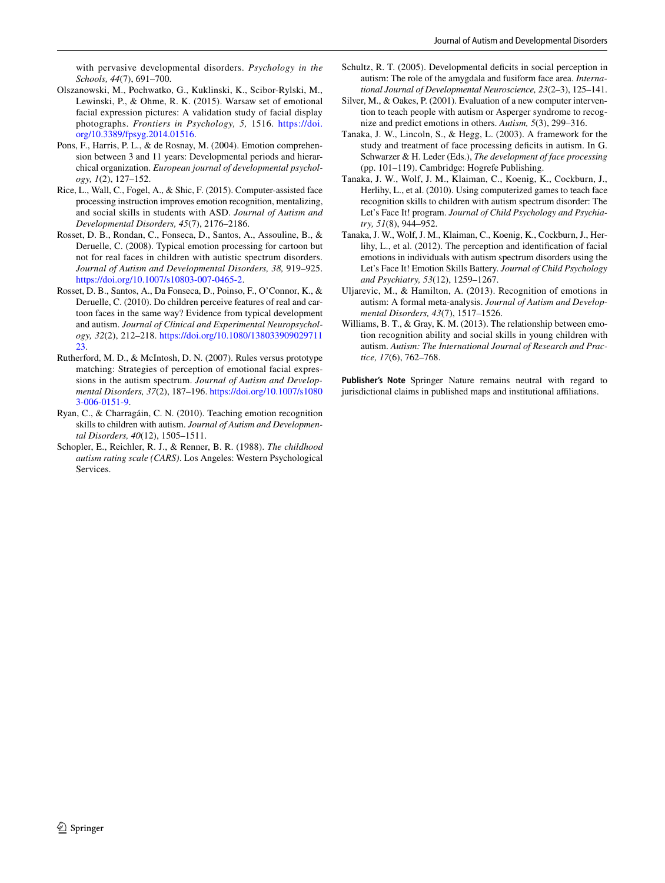with pervasive developmental disorders. *Psychology in the Schools, 44*(7), 691–700.

Olszanowski, M., Pochwatko, G., Kuklinski, K., Scibor-Rylski, M., Lewinski, P., & Ohme, R. K. (2015). Warsaw set of emotional facial expression pictures: A validation study of facial display photographs. *Frontiers in Psychology, 5,* 1516. https://doi.org/10.3389/fpsyg.2014.01516.

Pons, F., Harris, P. L., & de Rosnay, M. (2004). Emotion comprehension between 3 and 11 years: Developmental periods and hierarchical organization. *European journal of developmental psychology, 1*(2), 127–152.

Rice, L., Wall, C., Fogel, A., & Shic, F. (2015). Computer-assisted face processing instruction improves emotion recognition, mentalizing, and social skills in students with ASD. *Journal of Autism and Developmental Disorders, 45*(7), 2176–2186.

Rosset, D. B., Rondan, C., Fonseca, D., Santos, A., Assouline, B., & Deruelle, C. (2008). Typical emotion processing for cartoon but not for real faces in children with autistic spectrum disorders. *Journal of Autism and Developmental Disorders, 38,* 919–925. https://doi.org/10.1007/s10803-007-0465-2.

Rosset, D. B., Santos, A., Da Fonseca, D., Poinso, F., O'Connor, K., & Deruelle, C. (2010). Do children perceive features of real and cartoon faces in the same way? Evidence from typical development and autism. *Journal of Clinical and Experimental Neuropsychology, 32*(2), 212–218. https://doi.org/10.1080/13803390902971123.

Rutherford, M. D., & McIntosh, D. N. (2007). Rules versus prototype matching: Strategies of perception of emotional facial expressions in the autism spectrum. *Journal of Autism and Developmental Disorders, 37*(2), 187–196. https://doi.org/10.1007/s10803-006-0151-9.

Ryan, C., & Charragáin, C. N. (2010). Teaching emotion recognition skills to children with autism. *Journal of Autism and Developmental Disorders, 40*(12), 1505–1511.

Schopler, E., Reichler, R. J., & Renner, B. R. (1988). *The childhood autism rating scale (CARS)*. Los Angeles: Western Psychological Services.

Schultz, R. T. (2005). Developmental deficits in social perception in autism: The role of the amygdala and fusiform face area. *International Journal of Developmental Neuroscience, 23*(2–3), 125–141.

Silver, M., & Oakes, P. (2001). Evaluation of a new computer intervention to teach people with autism or Asperger syndrome to recognize and predict emotions in others. *Autism, 5*(3), 299–316.

Tanaka, J. W., Lincoln, S., & Hegg, L. (2003). A framework for the study and treatment of face processing deficits in autism. In G. Schwarzer & H. Leder (Eds.), *The development of face processing* (pp. 101–119). Cambridge: Hogrefe Publishing.

Tanaka, J. W., Wolf, J. M., Klaiman, C., Koenig, K., Cockburn, J., Herlihy, L., et al. (2010). Using computerized games to teach face recognition skills to children with autism spectrum disorder: The Let's Face It! program. *Journal of Child Psychology and Psychiatry, 51*(8), 944–952.

Tanaka, J. W., Wolf, J. M., Klaiman, C., Koenig, K., Cockburn, J., Herlihy, L., et al. (2012). The perception and identification of facial emotions in individuals with autism spectrum disorders using the Let's Face It! Emotion Skills Battery. *Journal of Child Psychology and Psychiatry, 53*(12), 1259–1267.

Uljarevic, M., & Hamilton, A. (2013). Recognition of emotions in autism: A formal meta-analysis. *Journal of Autism and Developmental Disorders, 43*(7), 1517–1526.

Williams, B. T., & Gray, K. M. (2013). The relationship between emotion recognition ability and social skills in young children with autism. *Autism: The International Journal of Research and Practice, 17*(6), 762–768.

**Publisher's Note** Springer Nature remains neutral with regard to jurisdictional claims in published maps and institutional affiliations.